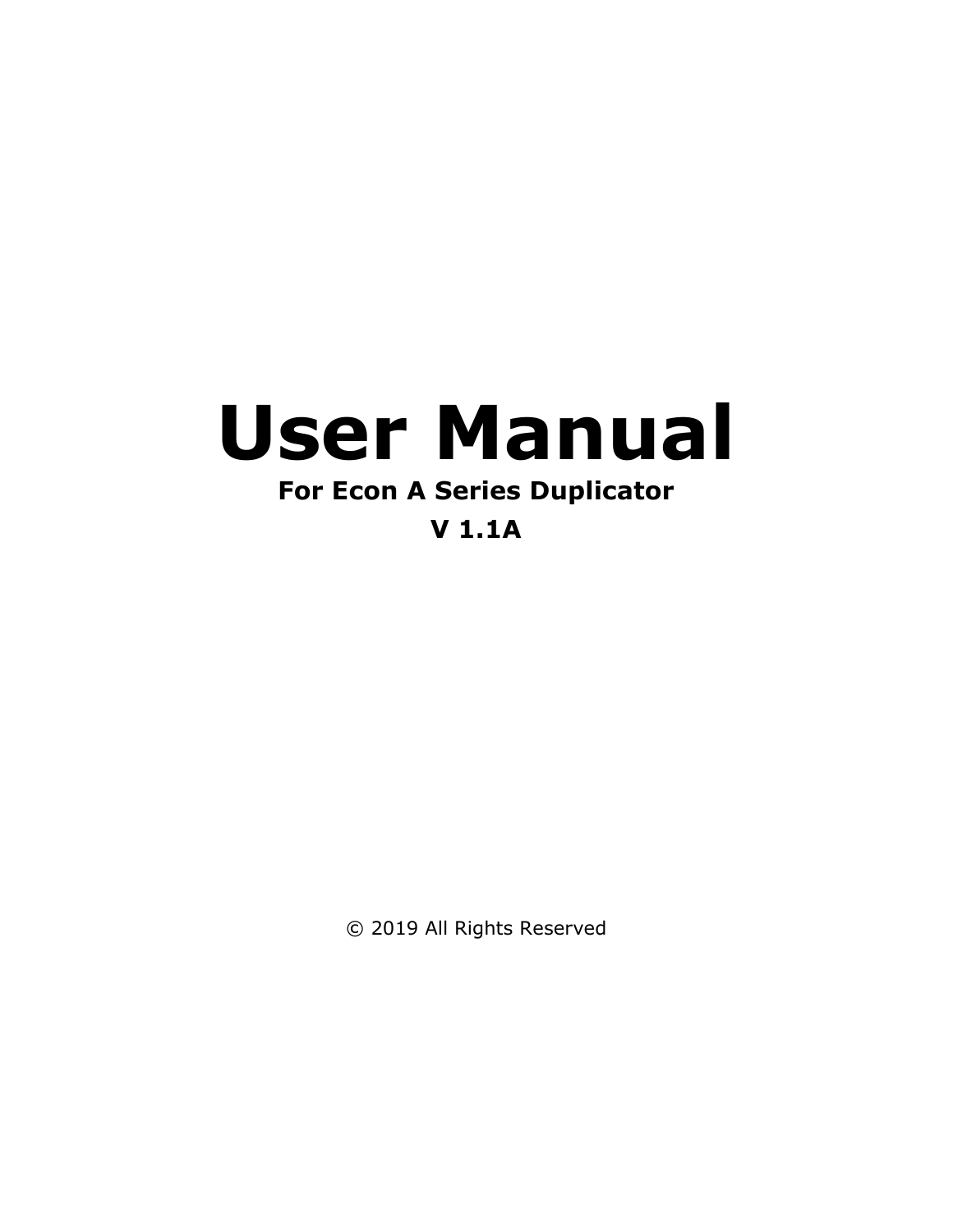# User Manual

**For Econ A Series Duplicator**

**V 1.1A**

© 2019 All Rights Reserved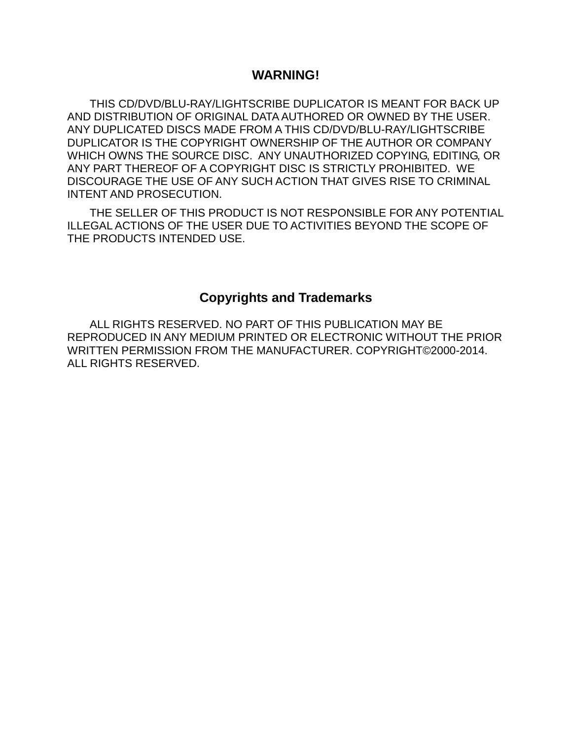## WARNING!

THIS CD/DVD/BLU-RAY/LIGHTSCRIBE DUPLICATOR IS MEANT FOR BACK UP AND DISTRIBUTION OF ORIGINAL DATA AUTHORED OR OWNED BY THE USER. ANY DUPLICATED DISCS MADE FROM A THIS CD/DVD/BLU-RAY/LIGHTSCRIBE DUPLICATOR IS THE COPYRIGHT OWNERSHIP OF THE AUTHOR OR COMPANY WHICH OWNS THE SOURCE DISC. ANY UNAUTHORIZED COPYING, EDITING, OR ANY PART THEREOF OF A COPYRIGHT DISC IS STRICTLY PROHIBITED. WE DISCOURAGE THE USE OF ANY SUCH ACTION THAT GIVES RISE TO CRIMINAL INTENT AND PROSECUTION.

THE SELLER OF THIS PRODUCT IS NOT RESPONSIBLE FOR ANY POTENTIAL ILLEGAL ACTIONS OF THE USER DUE TO ACTIVITIES BEYOND THE SCOPE OF THE PRODUCTS INTENDED USE.

## Copyrights and Trademarks

ALL RIGHTS RESERVED. NO PART OF THIS PUBLICATION MAY BE REPRODUCED IN ANY MEDIUM PRINTED OR ELECTRONIC WITHOUT THE PRIOR WRITTEN PERMISSION FROM THE MANUFACTURER. COPYRIGHT©2000-2014. ALL RIGHTS RESERVED.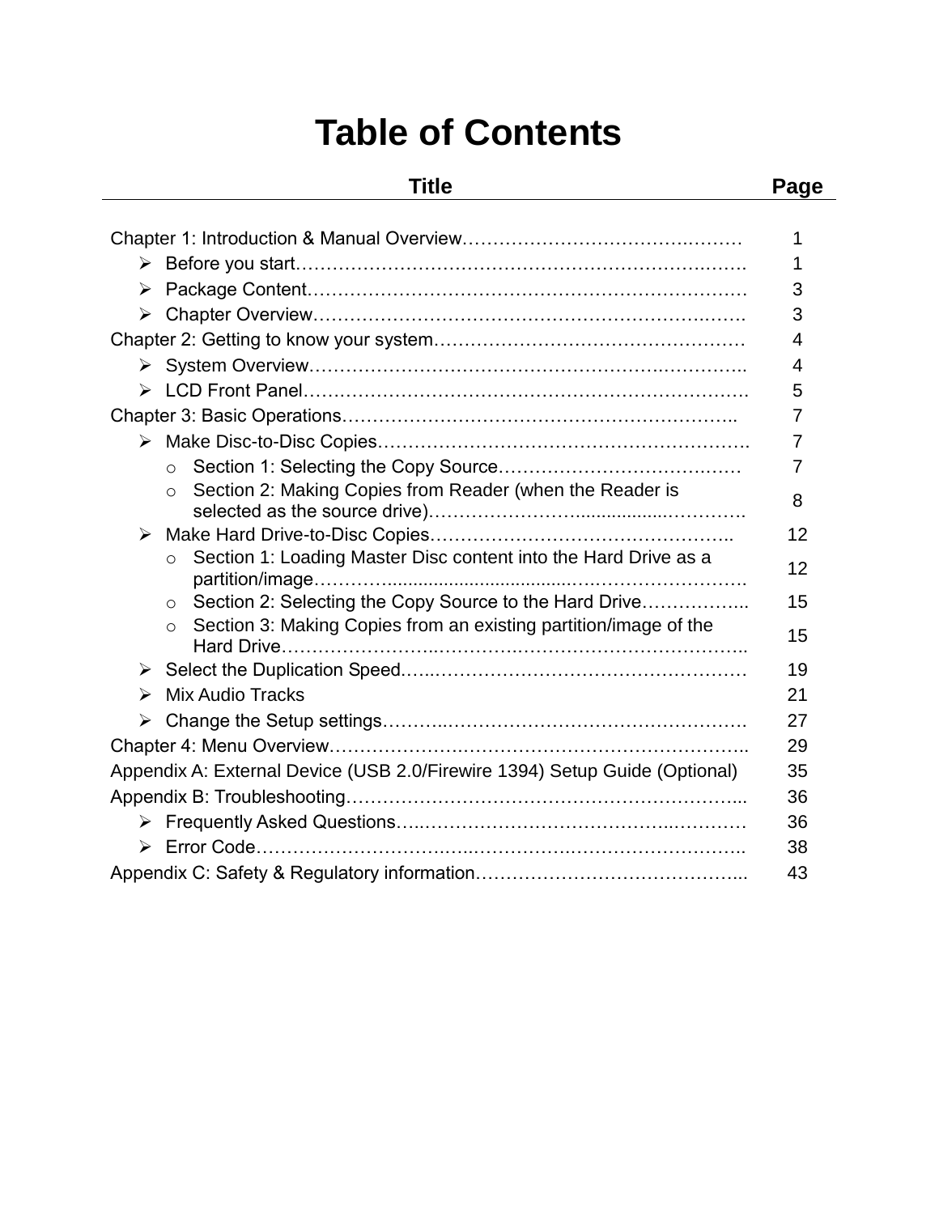# Table of Contents

| Title | Page |
|---|---|
| Chapter 1: Introduction & Manual Overview | 1 |
| ➢ Before you start | 1 |
| ➢ Package Content | 3 |
| ➢ Chapter Overview | 3 |
| Chapter 2: Getting to know your system | 4 |
| ➢ System Overview | 4 |
| ➢ LCD Front Panel | 5 |
| Chapter 3: Basic Operations | 7 |
| ➢ Make Disc-to-Disc Copies | 7 |
| o Section 1: Selecting the Copy Source | 7 |
| o Section 2: Making Copies from Reader (when the Reader is selected as the source drive) | 8 |
| ➢ Make Hard Drive-to-Disc Copies | 12 |
| o Section 1: Loading Master Disc content into the Hard Drive as a partition/image | 12 |
| o Section 2: Selecting the Copy Source to the Hard Drive | 15 |
| o Section 3: Making Copies from an existing partition/image of the Hard Drive | 15 |
| ➢ Select the Duplication Speed | 19 |
| ➢ Mix Audio Tracks | 21 |
| ➢ Change the Setup settings | 27 |
| Chapter 4: Menu Overview | 29 |
| Appendix A: External Device (USB 2.0/Firewire 1394) Setup Guide (Optional) | 35 |
| Appendix B: Troubleshooting | 36 |
| ➢ Frequently Asked Questions | 36 |
| ➢ Error Code | 38 |
| Appendix C: Safety & Regulatory information | 43 |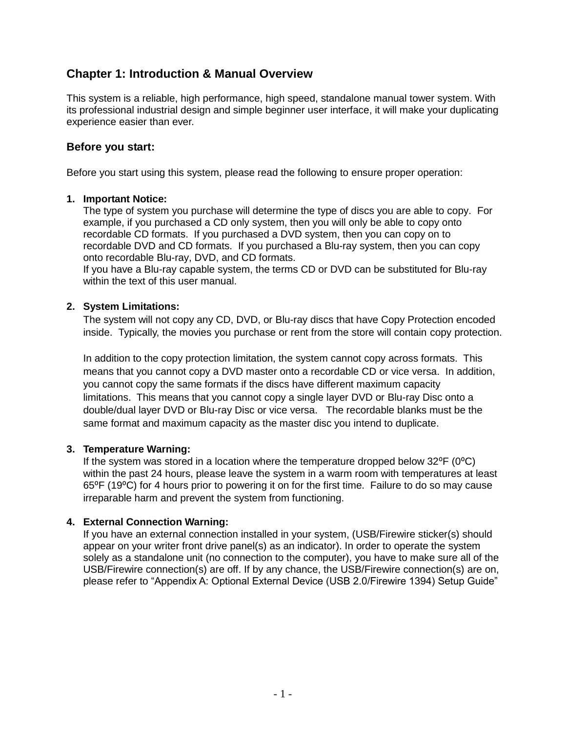## Chapter 1: Introduction & Manual Overview

This system is a reliable, high performance, high speed, standalone manual tower system. With its professional industrial design and simple beginner user interface, it will make your duplicating experience easier than ever.

### Before you start:

Before you start using this system, please read the following to ensure proper operation:

1. **Important Notice:**
   The type of system you purchase will determine the type of discs you are able to copy. For example, if you purchased a CD only system, then you will only be able to copy onto recordable CD formats. If you purchased a DVD system, then you can copy on to recordable DVD and CD formats. If you purchased a Blu-ray system, then you can copy onto recordable Blu-ray, DVD, and CD formats.
   If you have a Blu-ray capable system, the terms CD or DVD can be substituted for Blu-ray within the text of this user manual.

2. **System Limitations:**
   The system will not copy any CD, DVD, or Blu-ray discs that have Copy Protection encoded inside. Typically, the movies you purchase or rent from the store will contain copy protection.

   In addition to the copy protection limitation, the system cannot copy across formats. This means that you cannot copy a DVD master onto a recordable CD or vice versa. In addition, you cannot copy the same formats if the discs have different maximum capacity limitations. This means that you cannot copy a single layer DVD or Blu-ray Disc onto a double/dual layer DVD or Blu-ray Disc or vice versa. The recordable blanks must be the same format and maximum capacity as the master disc you intend to duplicate.

3. **Temperature Warning:**
   If the system was stored in a location where the temperature dropped below 32ºF (0ºC) within the past 24 hours, please leave the system in a warm room with temperatures at least 65ºF (19ºC) for 4 hours prior to powering it on for the first time. Failure to do so may cause irreparable harm and prevent the system from functioning.

4. **External Connection Warning:**
   If you have an external connection installed in your system, (USB/Firewire sticker(s) should appear on your writer front drive panel(s) as an indicator). In order to operate the system solely as a standalone unit (no connection to the computer), you have to make sure all of the USB/Firewire connection(s) are off. If by any chance, the USB/Firewire connection(s) are on, please refer to "Appendix A: Optional External Device (USB 2.0/Firewire 1394) Setup Guide"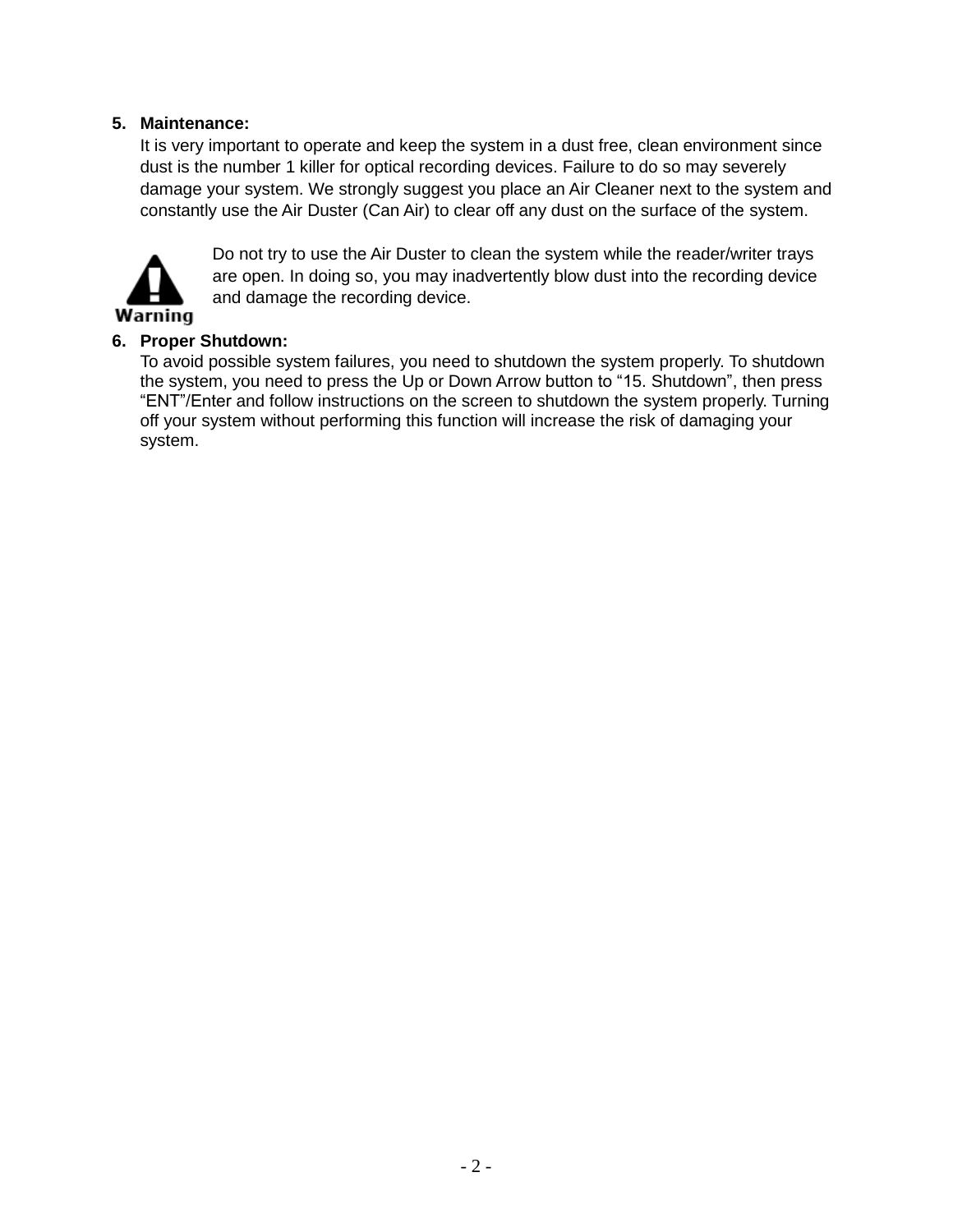5. **Maintenance:**

   It is very important to operate and keep the system in a dust free, clean environment since dust is the number 1 killer for optical recording devices. Failure to do so may severely damage your system. We strongly suggest you place an Air Cleaner next to the system and constantly use the Air Duster (Can Air) to clear off any dust on the surface of the system.

   **Warning**

   Do not try to use the Air Duster to clean the system while the reader/writer trays are open. In doing so, you may inadvertently blow dust into the recording device and damage the recording device.

6. **Proper Shutdown:**

   To avoid possible system failures, you need to shutdown the system properly. To shutdown the system, you need to press the Up or Down Arrow button to “15. Shutdown”, then press “ENT”/Enter and follow instructions on the screen to shutdown the system properly. Turning off your system without performing this function will increase the risk of damaging your system.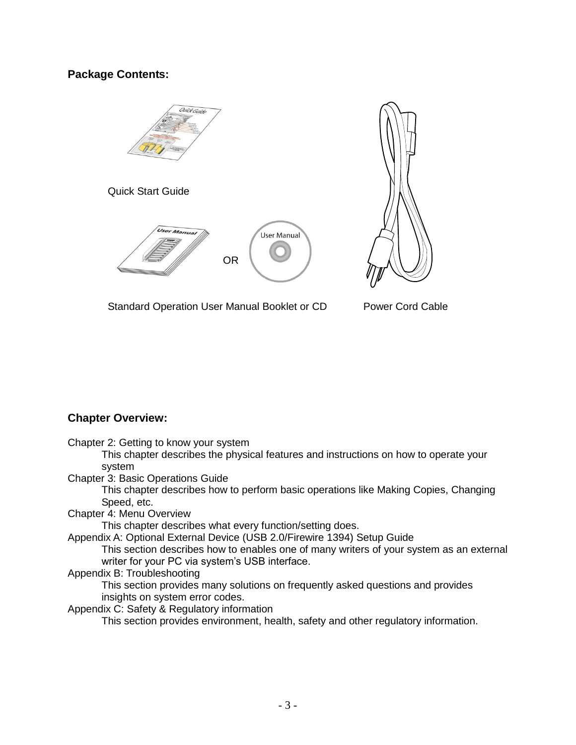**Package Contents:**

Quick Start Guide

OR

Standard Operation User Manual Booklet or CD

Power Cord Cable

**Chapter Overview:**

Chapter 2: Getting to know your system
This chapter describes the physical features and instructions on how to operate your system

Chapter 3: Basic Operations Guide
This chapter describes how to perform basic operations like Making Copies, Changing Speed, etc.

Chapter 4: Menu Overview
This chapter describes what every function/setting does.

Appendix A: Optional External Device (USB 2.0/Firewire 1394) Setup Guide
This section describes how to enables one of many writers of your system as an external writer for your PC via system's USB interface.

Appendix B: Troubleshooting
This section provides many solutions on frequently asked questions and provides insights on system error codes.

Appendix C: Safety & Regulatory information
This section provides environment, health, safety and other regulatory information.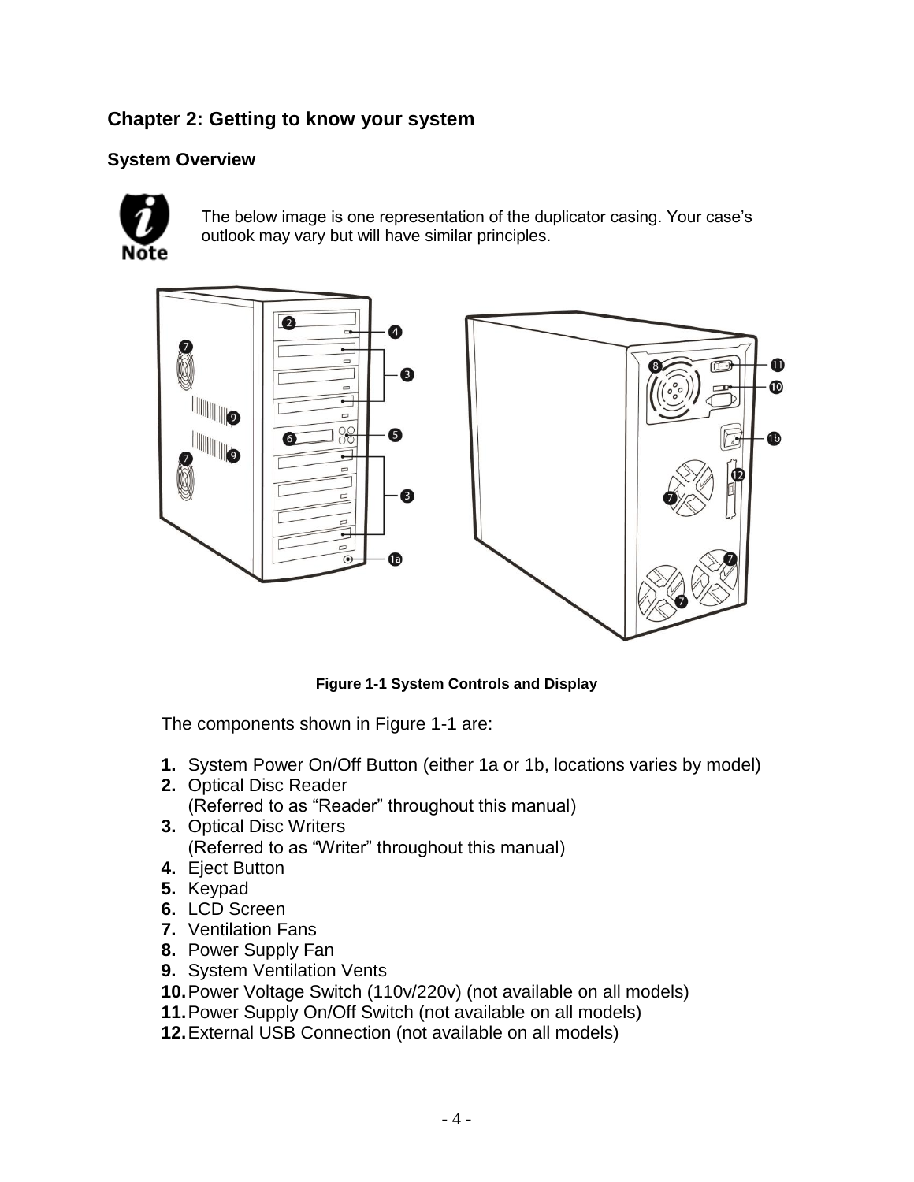## Chapter 2: Getting to know your system

### System Overview

**Note:** The below image is one representation of the duplicator casing. Your case's outlook may vary but will have similar principles.

**Figure 1-1 System Controls and Display**

The components shown in Figure 1-1 are:

1. System Power On/Off Button (either 1a or 1b, locations varies by model)
2. Optical Disc Reader
   (Referred to as "Reader" throughout this manual)
3. Optical Disc Writers
   (Referred to as "Writer" throughout this manual)
4. Eject Button
5. Keypad
6. LCD Screen
7. Ventilation Fans
8. Power Supply Fan
9. System Ventilation Vents
10. Power Voltage Switch (110v/220v) (not available on all models)
11. Power Supply On/Off Switch (not available on all models)
12. External USB Connection (not available on all models)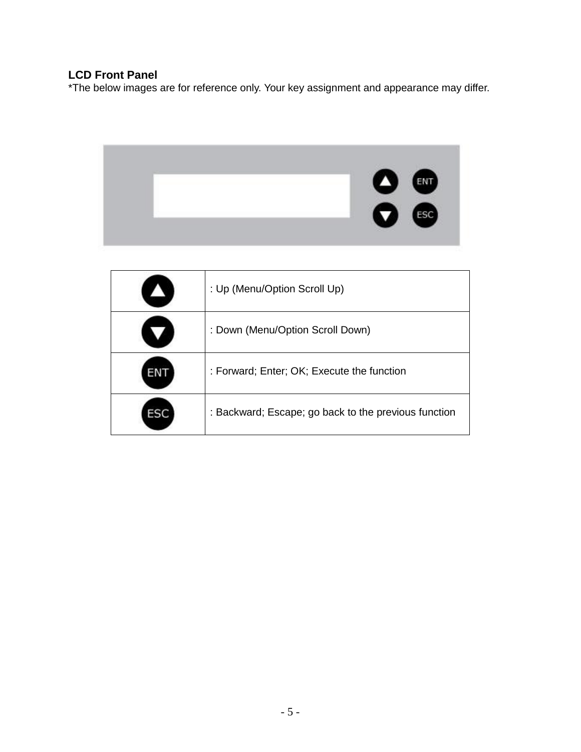## LCD Front Panel

*The below images are for reference only. Your key assignment and appearance may differ.

| | |
|---|---|
| ▲ | : Up (Menu/Option Scroll Up) |
| ▼ | : Down (Menu/Option Scroll Down) |
| ENT | : Forward; Enter; OK; Execute the function |
| ESC | : Backward; Escape; go back to the previous function |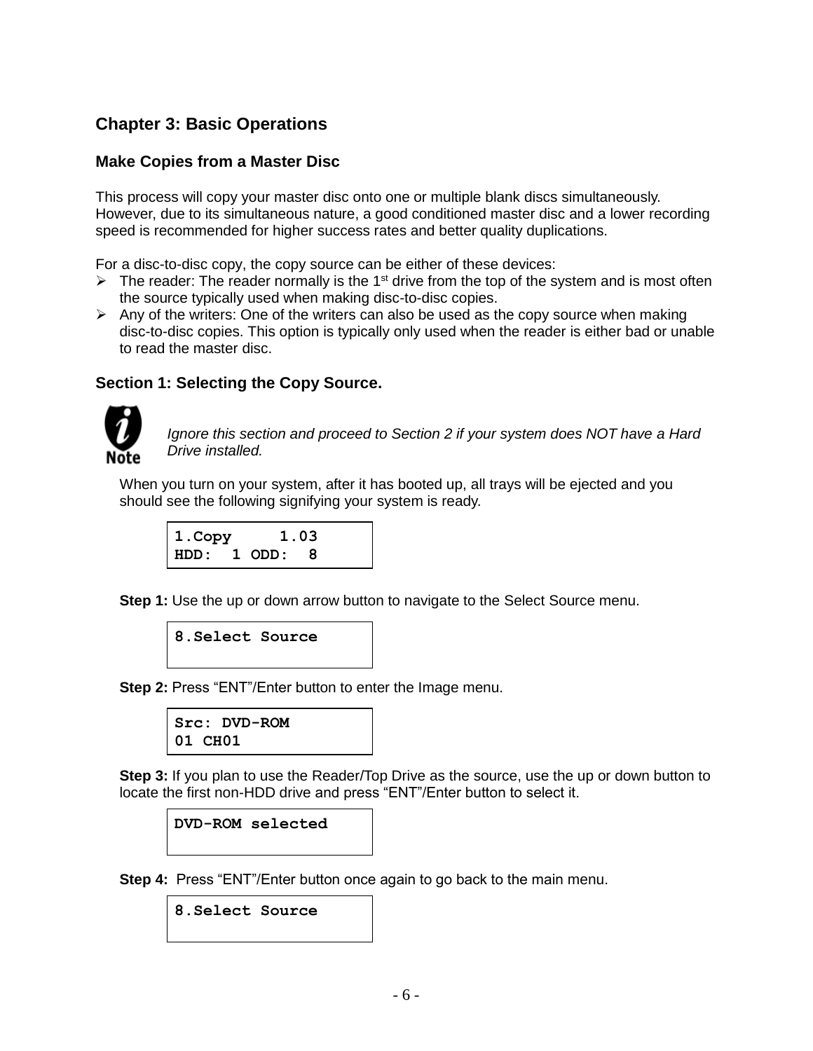# Chapter 3: Basic Operations

## Make Copies from a Master Disc

This process will copy your master disc onto one or multiple blank discs simultaneously. However, due to its simultaneous nature, a good conditioned master disc and a lower recording speed is recommended for higher success rates and better quality duplications.

For a disc-to-disc copy, the copy source can be either of these devices:

- The reader: The reader normally is the 1st drive from the top of the system and is most often the source typically used when making disc-to-disc copies.
- Any of the writers: One of the writers can also be used as the copy source when making disc-to-disc copies. This option is typically only used when the reader is either bad or unable to read the master disc.

## Section 1: Selecting the Copy Source.

Note: *Ignore this section and proceed to Section 2 if your system does NOT have a Hard Drive installed.*

When you turn on your system, after it has booted up, all trays will be ejected and you should see the following signifying your system is ready.

```
1.Copy     1.03
HDD:  1 ODD:  8
```

**Step 1:** Use the up or down arrow button to navigate to the Select Source menu.

```
8.Select Source
```

**Step 2:** Press “ENT”/Enter button to enter the Image menu.

```
Src: DVD-ROM
01 CH01
```

**Step 3:** If you plan to use the Reader/Top Drive as the source, use the up or down button to locate the first non-HDD drive and press “ENT”/Enter button to select it.

```
DVD-ROM selected
```

**Step 4:** Press “ENT”/Enter button once again to go back to the main menu.

```
8.Select Source
```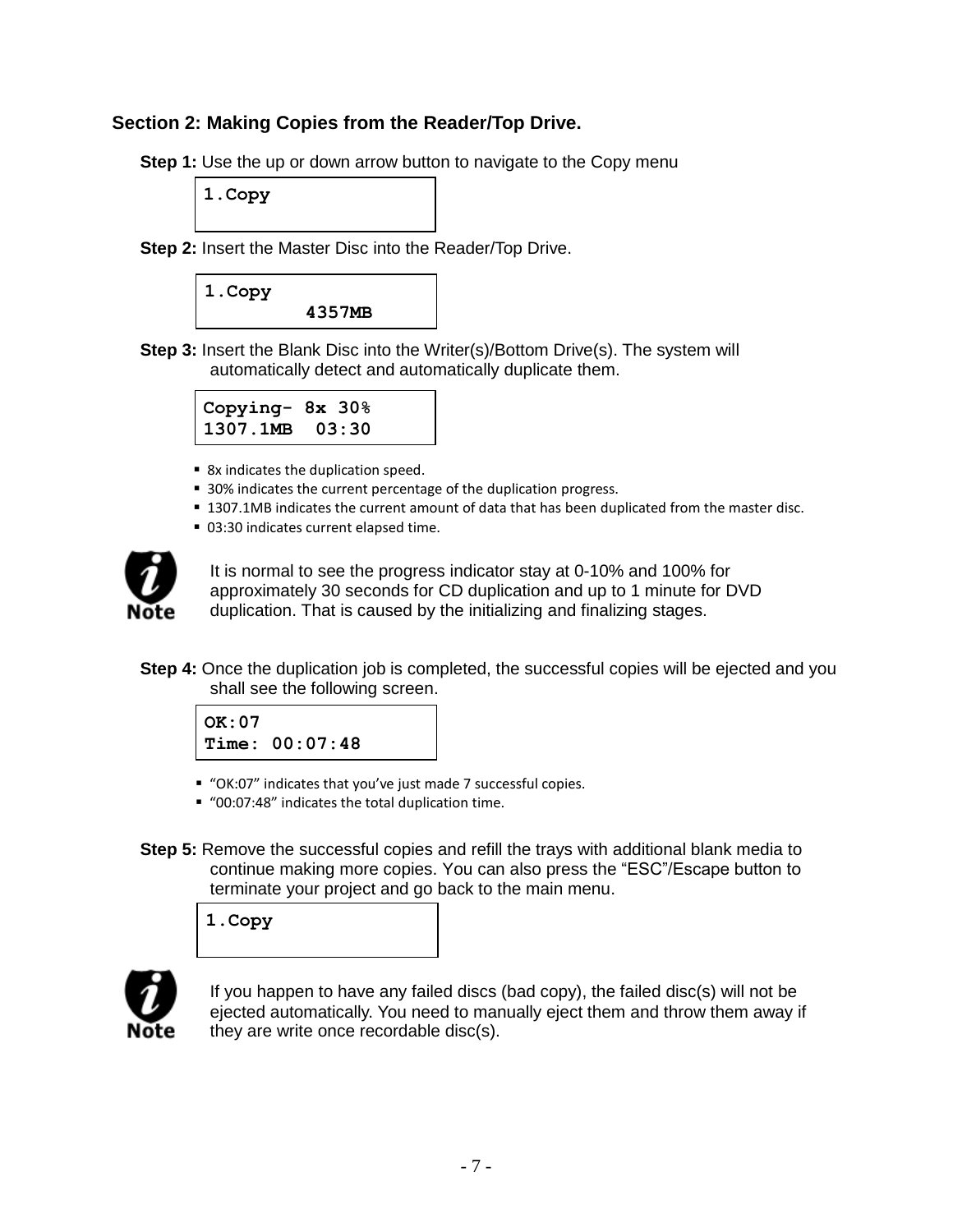## Section 2: Making Copies from the Reader/Top Drive.

**Step 1:** Use the up or down arrow button to navigate to the Copy menu

```
1.Copy
```

**Step 2:** Insert the Master Disc into the Reader/Top Drive.

```
1.Copy
         4357MB
```

**Step 3:** Insert the Blank Disc into the Writer(s)/Bottom Drive(s). The system will automatically detect and automatically duplicate them.

```
Copying- 8x 30%
1307.1MB  03:30
```

- 8x indicates the duplication speed.
- 30% indicates the current percentage of the duplication progress.
- 1307.1MB indicates the current amount of data that has been duplicated from the master disc.
- 03:30 indicates current elapsed time.

**Note:** It is normal to see the progress indicator stay at 0-10% and 100% for approximately 30 seconds for CD duplication and up to 1 minute for DVD duplication. That is caused by the initializing and finalizing stages.

**Step 4:** Once the duplication job is completed, the successful copies will be ejected and you shall see the following screen.

```
OK:07
Time: 00:07:48
```

- "OK:07" indicates that you've just made 7 successful copies.
- "00:07:48" indicates the total duplication time.

**Step 5:** Remove the successful copies and refill the trays with additional blank media to continue making more copies. You can also press the "ESC"/Escape button to terminate your project and go back to the main menu.

```
1.Copy
```

**Note:** If you happen to have any failed discs (bad copy), the failed disc(s) will not be ejected automatically. You need to manually eject them and throw them away if they are write once recordable disc(s).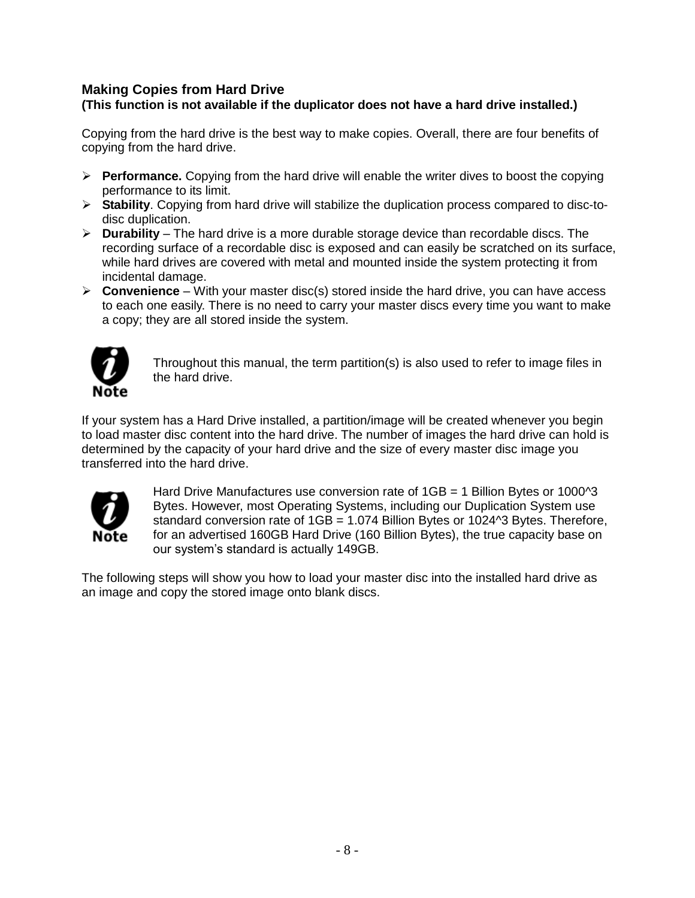## Making Copies from Hard Drive

**(This function is not available if the duplicator does not have a hard drive installed.)**

Copying from the hard drive is the best way to make copies. Overall, there are four benefits of copying from the hard drive.

- **Performance.** Copying from the hard drive will enable the writer dives to boost the copying performance to its limit.
- **Stability**. Copying from hard drive will stabilize the duplication process compared to disc-to-disc duplication.
- **Durability** – The hard drive is a more durable storage device than recordable discs. The recording surface of a recordable disc is exposed and can easily be scratched on its surface, while hard drives are covered with metal and mounted inside the system protecting it from incidental damage.
- **Convenience** – With your master disc(s) stored inside the hard drive, you can have access to each one easily. There is no need to carry your master discs every time you want to make a copy; they are all stored inside the system.

**Note:** Throughout this manual, the term partition(s) is also used to refer to image files in the hard drive.

If your system has a Hard Drive installed, a partition/image will be created whenever you begin to load master disc content into the hard drive. The number of images the hard drive can hold is determined by the capacity of your hard drive and the size of every master disc image you transferred into the hard drive.

**Note:** Hard Drive Manufactures use conversion rate of 1GB = 1 Billion Bytes or 1000^3 Bytes. However, most Operating Systems, including our Duplication System use standard conversion rate of 1GB = 1.074 Billion Bytes or 1024^3 Bytes. Therefore, for an advertised 160GB Hard Drive (160 Billion Bytes), the true capacity base on our system's standard is actually 149GB.

The following steps will show you how to load your master disc into the installed hard drive as an image and copy the stored image onto blank discs.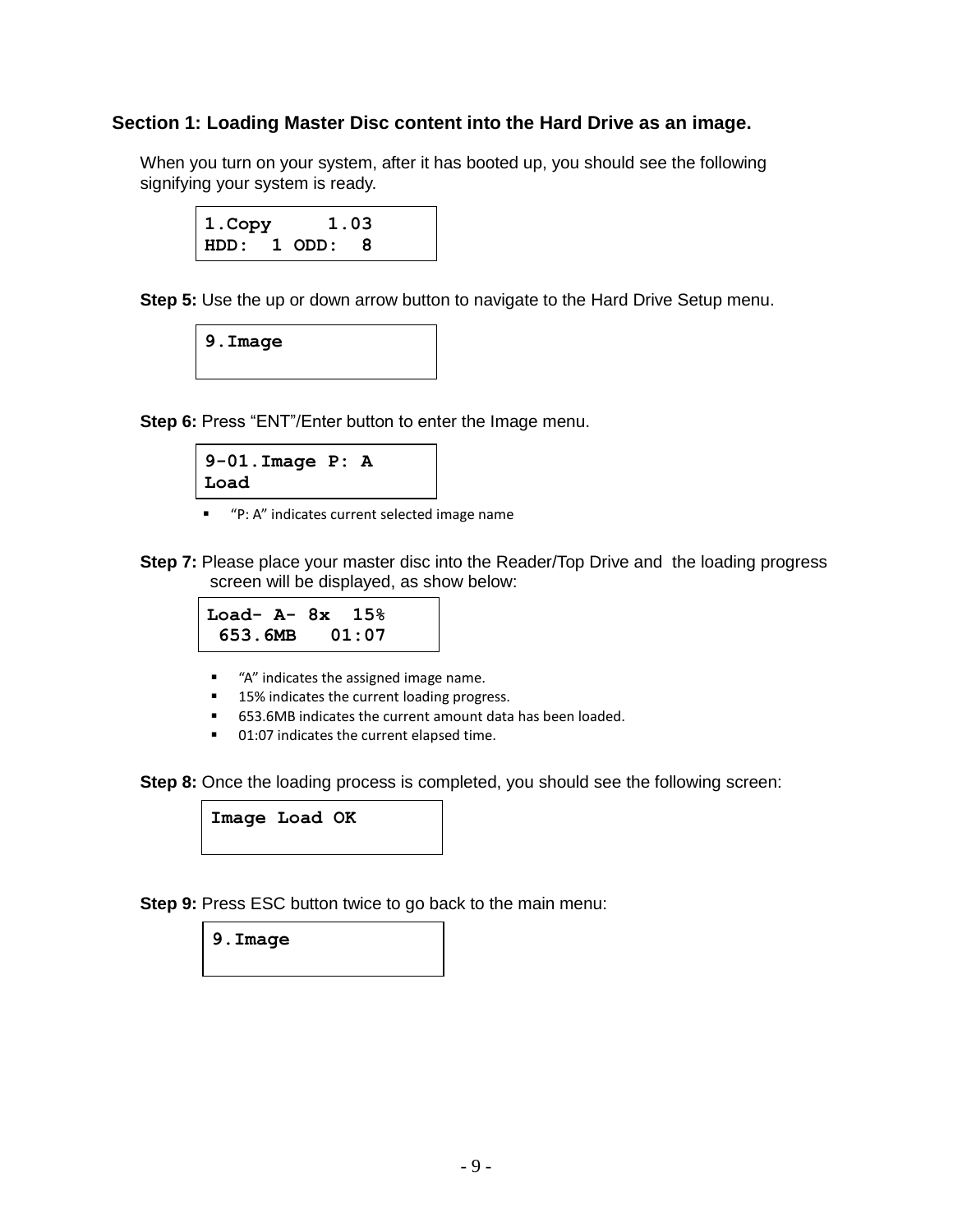## Section 1: Loading Master Disc content into the Hard Drive as an image.

When you turn on your system, after it has booted up, you should see the following signifying your system is ready.

```
1.Copy     1.03
HDD:  1 ODD:  8
```

**Step 5:** Use the up or down arrow button to navigate to the Hard Drive Setup menu.

```
9.Image
```

**Step 6:** Press "ENT"/Enter button to enter the Image menu.

```
9-01.Image P: A
Load
```

- "P: A" indicates current selected image name

**Step 7:** Please place your master disc into the Reader/Top Drive and the loading progress screen will be displayed, as show below:

```
Load- A- 8x  15%
 653.6MB   01:07
```

- "A" indicates the assigned image name.
- 15% indicates the current loading progress.
- 653.6MB indicates the current amount data has been loaded.
- 01:07 indicates the current elapsed time.

**Step 8:** Once the loading process is completed, you should see the following screen:

```
Image Load OK
```

**Step 9:** Press ESC button twice to go back to the main menu:

```
9.Image
```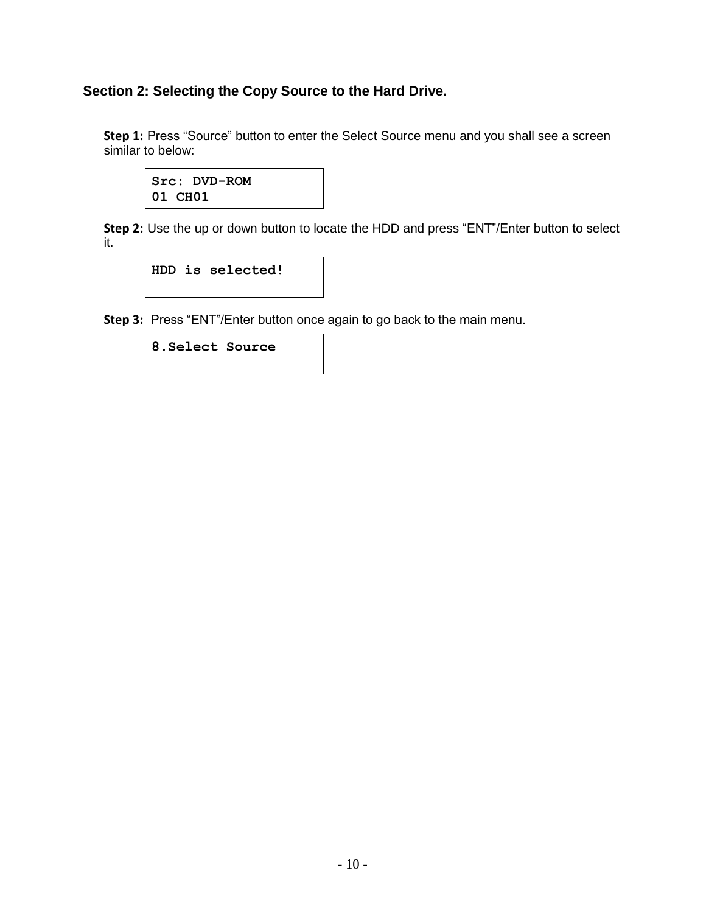## Section 2: Selecting the Copy Source to the Hard Drive.

**Step 1:** Press “Source” button to enter the Select Source menu and you shall see a screen similar to below:

```
Src: DVD-ROM
01 CH01
```

**Step 2:** Use the up or down button to locate the HDD and press “ENT”/Enter button to select it.

```
HDD is selected!
```

**Step 3:** Press “ENT”/Enter button once again to go back to the main menu.

```
8.Select Source
```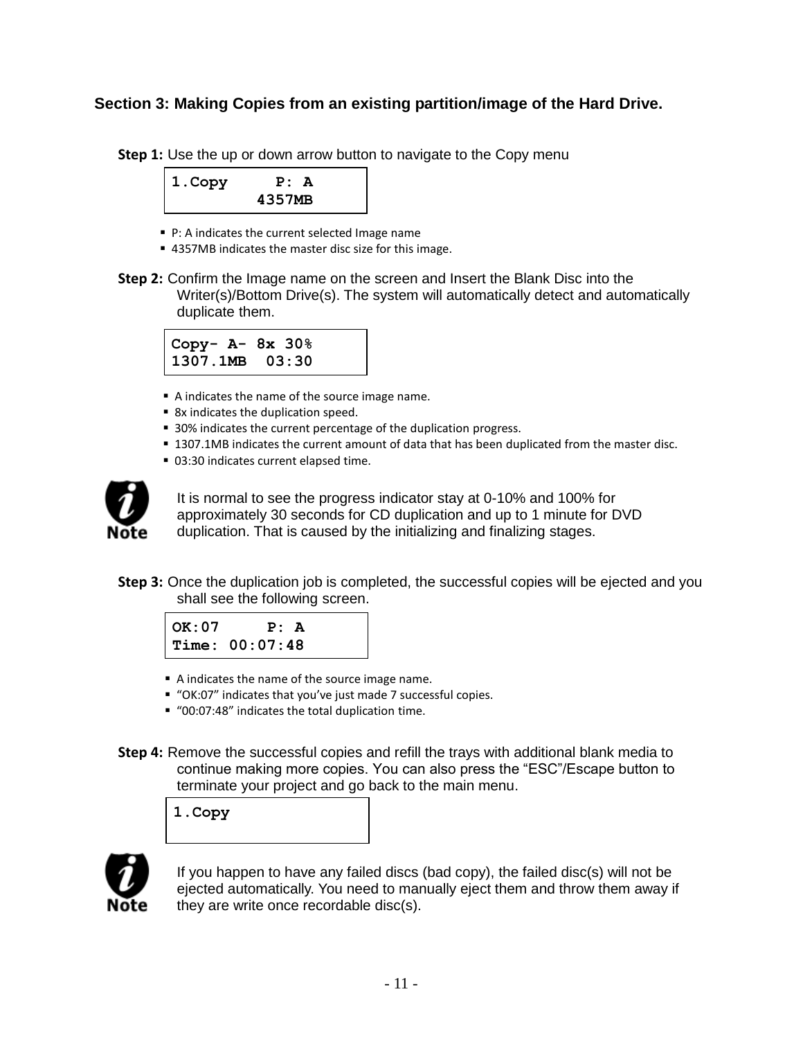## Section 3: Making Copies from an existing partition/image of the Hard Drive.

**Step 1:** Use the up or down arrow button to navigate to the Copy menu

```
1.Copy     P: A
         4357MB
```

- P: A indicates the current selected Image name
- 4357MB indicates the master disc size for this image.

**Step 2:** Confirm the Image name on the screen and Insert the Blank Disc into the Writer(s)/Bottom Drive(s). The system will automatically detect and automatically duplicate them.

```
Copy- A- 8x 30%
1307.1MB  03:30
```

- A indicates the name of the source image name.
- 8x indicates the duplication speed.
- 30% indicates the current percentage of the duplication progress.
- 1307.1MB indicates the current amount of data that has been duplicated from the master disc.
- 03:30 indicates current elapsed time.

**Note:** It is normal to see the progress indicator stay at 0-10% and 100% for approximately 30 seconds for CD duplication and up to 1 minute for DVD duplication. That is caused by the initializing and finalizing stages.

**Step 3:** Once the duplication job is completed, the successful copies will be ejected and you shall see the following screen.

```
OK:07     P: A
Time: 00:07:48
```

- A indicates the name of the source image name.
- "OK:07" indicates that you've just made 7 successful copies.
- "00:07:48" indicates the total duplication time.

**Step 4:** Remove the successful copies and refill the trays with additional blank media to continue making more copies. You can also press the "ESC"/Escape button to terminate your project and go back to the main menu.

```
1.Copy
```

**Note:** If you happen to have any failed discs (bad copy), the failed disc(s) will not be ejected automatically. You need to manually eject them and throw them away if they are write once recordable disc(s).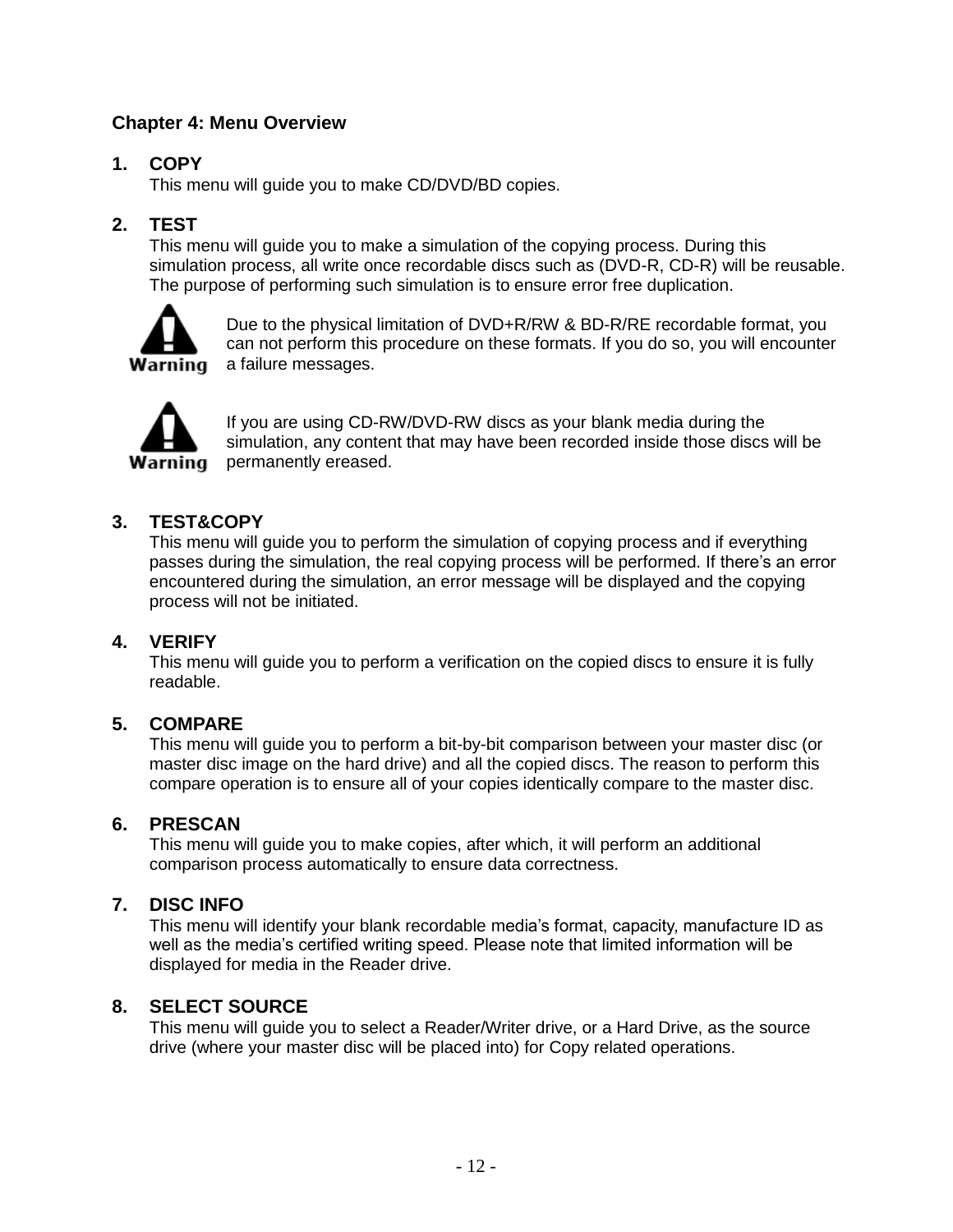## Chapter 4: Menu Overview

1. **COPY**

   This menu will guide you to make CD/DVD/BD copies.

2. **TEST**

   This menu will guide you to make a simulation of the copying process. During this simulation process, all write once recordable discs such as (DVD-R, CD-R) will be reusable. The purpose of performing such simulation is to ensure error free duplication.

   **Warning** Due to the physical limitation of DVD+R/RW & BD-R/RE recordable format, you can not perform this procedure on these formats. If you do so, you will encounter a failure messages.

   **Warning** If you are using CD-RW/DVD-RW discs as your blank media during the simulation, any content that may have been recorded inside those discs will be permanently ereased.

3. **TEST&COPY**

   This menu will guide you to perform the simulation of copying process and if everything passes during the simulation, the real copying process will be performed. If there's an error encountered during the simulation, an error message will be displayed and the copying process will not be initiated.

4. **VERIFY**

   This menu will guide you to perform a verification on the copied discs to ensure it is fully readable.

5. **COMPARE**

   This menu will guide you to perform a bit-by-bit comparison between your master disc (or master disc image on the hard drive) and all the copied discs. The reason to perform this compare operation is to ensure all of your copies identically compare to the master disc.

6. **PRESCAN**

   This menu will guide you to make copies, after which, it will perform an additional comparison process automatically to ensure data correctness.

7. **DISC INFO**

   This menu will identify your blank recordable media's format, capacity, manufacture ID as well as the media's certified writing speed. Please note that limited information will be displayed for media in the Reader drive.

8. **SELECT SOURCE**

   This menu will guide you to select a Reader/Writer drive, or a Hard Drive, as the source drive (where your master disc will be placed into) for Copy related operations.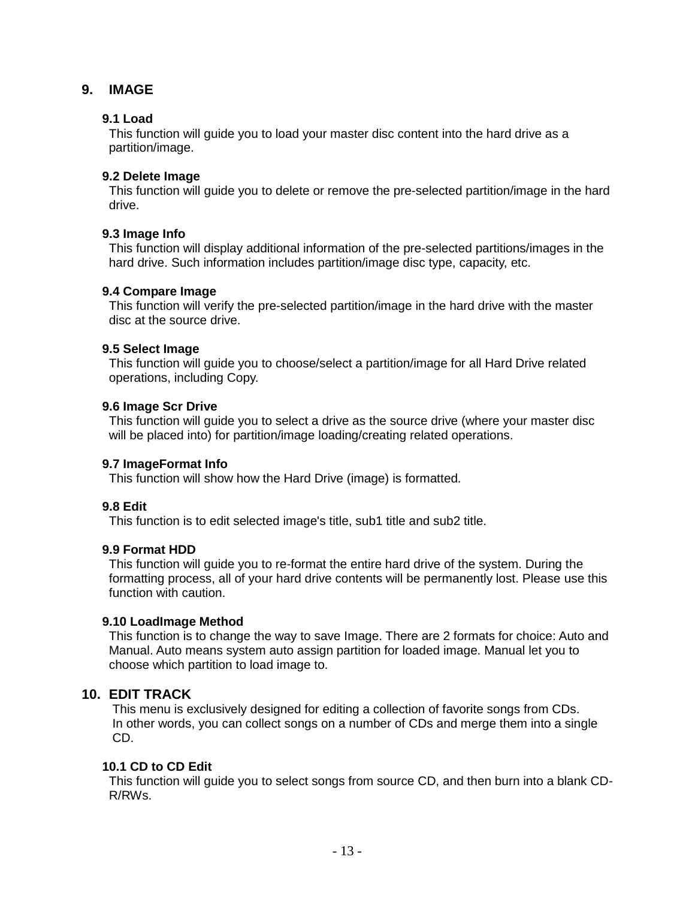## 9. IMAGE

### 9.1 Load

This function will guide you to load your master disc content into the hard drive as a partition/image.

### 9.2 Delete Image

This function will guide you to delete or remove the pre-selected partition/image in the hard drive.

### 9.3 Image Info

This function will display additional information of the pre-selected partitions/images in the hard drive. Such information includes partition/image disc type, capacity, etc.

### 9.4 Compare Image

This function will verify the pre-selected partition/image in the hard drive with the master disc at the source drive.

### 9.5 Select Image

This function will guide you to choose/select a partition/image for all Hard Drive related operations, including Copy.

### 9.6 Image Scr Drive

This function will guide you to select a drive as the source drive (where your master disc will be placed into) for partition/image loading/creating related operations.

### 9.7 ImageFormat Info

This function will show how the Hard Drive (image) is formatted.

### 9.8 Edit

This function is to edit selected image's title, sub1 title and sub2 title.

### 9.9 Format HDD

This function will guide you to re-format the entire hard drive of the system. During the formatting process, all of your hard drive contents will be permanently lost. Please use this function with caution.

### 9.10 LoadImage Method

This function is to change the way to save Image. There are 2 formats for choice: Auto and Manual. Auto means system auto assign partition for loaded image. Manual let you to choose which partition to load image to.

## 10. EDIT TRACK

This menu is exclusively designed for editing a collection of favorite songs from CDs. In other words, you can collect songs on a number of CDs and merge them into a single CD.

### 10.1 CD to CD Edit

This function will guide you to select songs from source CD, and then burn into a blank CD-R/RWs.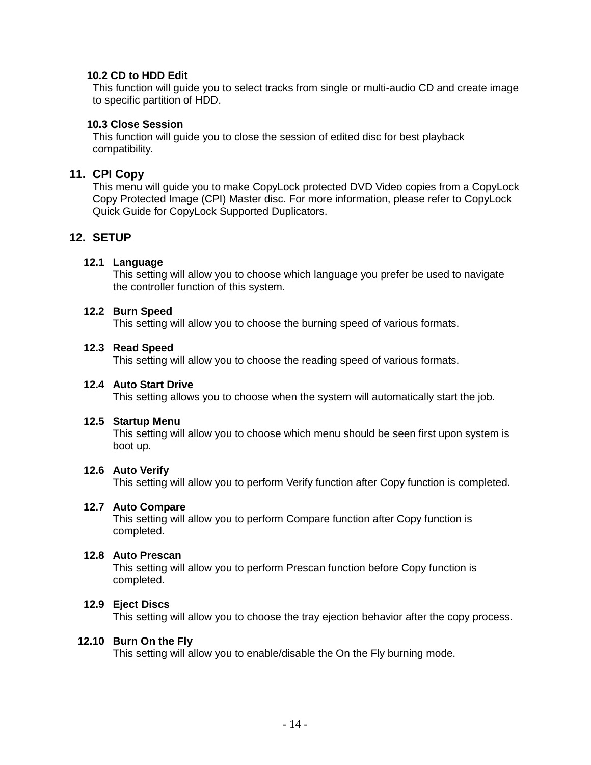### 10.2 CD to HDD Edit

This function will guide you to select tracks from single or multi-audio CD and create image to specific partition of HDD.

### 10.3 Close Session

This function will guide you to close the session of edited disc for best playback compatibility.

## 11. CPI Copy

This menu will guide you to make CopyLock protected DVD Video copies from a CopyLock Copy Protected Image (CPI) Master disc. For more information, please refer to CopyLock Quick Guide for CopyLock Supported Duplicators.

## 12. SETUP

### 12.1 Language

This setting will allow you to choose which language you prefer be used to navigate the controller function of this system.

### 12.2 Burn Speed

This setting will allow you to choose the burning speed of various formats.

### 12.3 Read Speed

This setting will allow you to choose the reading speed of various formats.

### 12.4 Auto Start Drive

This setting allows you to choose when the system will automatically start the job.

### 12.5 Startup Menu

This setting will allow you to choose which menu should be seen first upon system is boot up.

### 12.6 Auto Verify

This setting will allow you to perform Verify function after Copy function is completed.

### 12.7 Auto Compare

This setting will allow you to perform Compare function after Copy function is completed.

### 12.8 Auto Prescan

This setting will allow you to perform Prescan function before Copy function is completed.

### 12.9 Eject Discs

This setting will allow you to choose the tray ejection behavior after the copy process.

### 12.10 Burn On the Fly

This setting will allow you to enable/disable the On the Fly burning mode.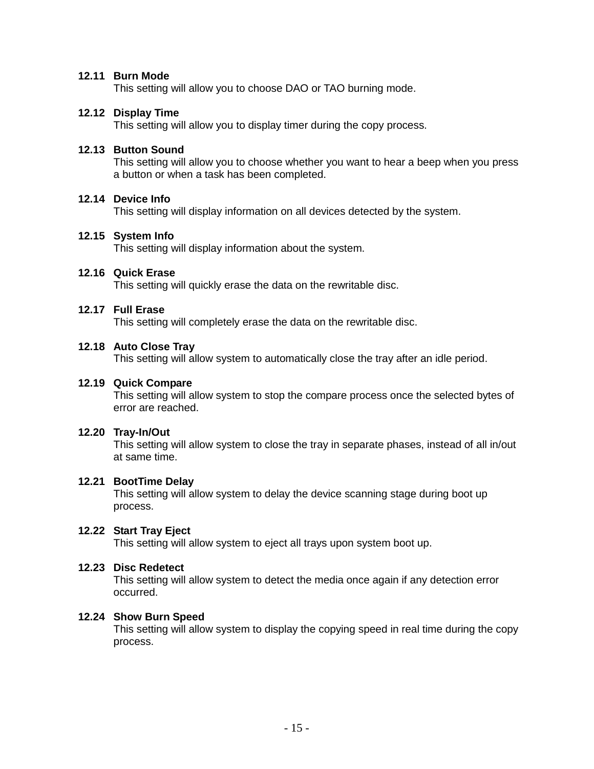### 12.11 Burn Mode

This setting will allow you to choose DAO or TAO burning mode.

### 12.12 Display Time

This setting will allow you to display timer during the copy process.

### 12.13 Button Sound

This setting will allow you to choose whether you want to hear a beep when you press a button or when a task has been completed.

### 12.14 Device Info

This setting will display information on all devices detected by the system.

### 12.15 System Info

This setting will display information about the system.

### 12.16 Quick Erase

This setting will quickly erase the data on the rewritable disc.

### 12.17 Full Erase

This setting will completely erase the data on the rewritable disc.

### 12.18 Auto Close Tray

This setting will allow system to automatically close the tray after an idle period.

### 12.19 Quick Compare

This setting will allow system to stop the compare process once the selected bytes of error are reached.

### 12.20 Tray-In/Out

This setting will allow system to close the tray in separate phases, instead of all in/out at same time.

### 12.21 BootTime Delay

This setting will allow system to delay the device scanning stage during boot up process.

### 12.22 Start Tray Eject

This setting will allow system to eject all trays upon system boot up.

### 12.23 Disc Redetect

This setting will allow system to detect the media once again if any detection error occurred.

### 12.24 Show Burn Speed

This setting will allow system to display the copying speed in real time during the copy process.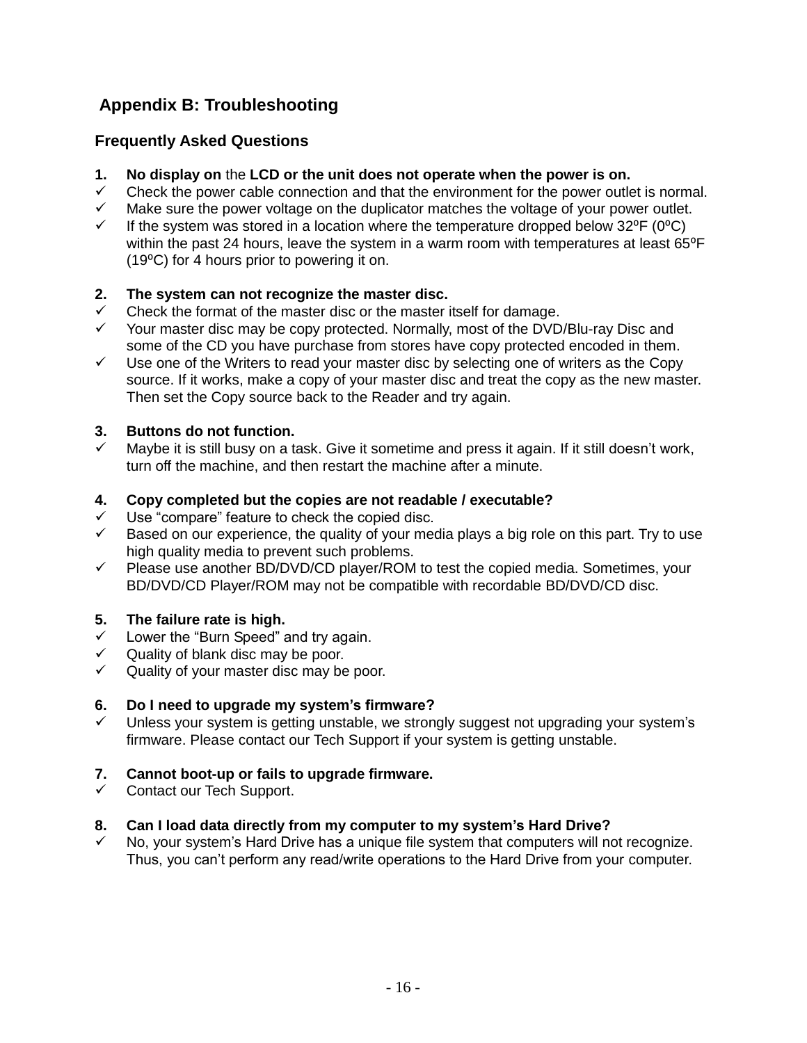# Appendix B: Troubleshooting

## Frequently Asked Questions

**1. No display on** the **LCD or the unit does not operate when the power is on.**

- ✓ Check the power cable connection and that the environment for the power outlet is normal.
- ✓ Make sure the power voltage on the duplicator matches the voltage of your power outlet.
- ✓ If the system was stored in a location where the temperature dropped below 32ºF (0ºC) within the past 24 hours, leave the system in a warm room with temperatures at least 65ºF (19ºC) for 4 hours prior to powering it on.

**2. The system can not recognize the master disc.**

- ✓ Check the format of the master disc or the master itself for damage.
- ✓ Your master disc may be copy protected. Normally, most of the DVD/Blu-ray Disc and some of the CD you have purchase from stores have copy protected encoded in them.
- ✓ Use one of the Writers to read your master disc by selecting one of writers as the Copy source. If it works, make a copy of your master disc and treat the copy as the new master. Then set the Copy source back to the Reader and try again.

**3. Buttons do not function.**

- ✓ Maybe it is still busy on a task. Give it sometime and press it again. If it still doesn't work, turn off the machine, and then restart the machine after a minute.

**4. Copy completed but the copies are not readable / executable?**

- ✓ Use "compare" feature to check the copied disc.
- ✓ Based on our experience, the quality of your media plays a big role on this part. Try to use high quality media to prevent such problems.
- ✓ Please use another BD/DVD/CD player/ROM to test the copied media. Sometimes, your BD/DVD/CD Player/ROM may not be compatible with recordable BD/DVD/CD disc.

**5. The failure rate is high.**

- ✓ Lower the "Burn Speed" and try again.
- ✓ Quality of blank disc may be poor.
- ✓ Quality of your master disc may be poor.

**6. Do I need to upgrade my system's firmware?**

- ✓ Unless your system is getting unstable, we strongly suggest not upgrading your system's firmware. Please contact our Tech Support if your system is getting unstable.

**7. Cannot boot-up or fails to upgrade firmware.**

- ✓ Contact our Tech Support.

**8. Can I load data directly from my computer to my system's Hard Drive?**

- ✓ No, your system's Hard Drive has a unique file system that computers will not recognize. Thus, you can't perform any read/write operations to the Hard Drive from your computer.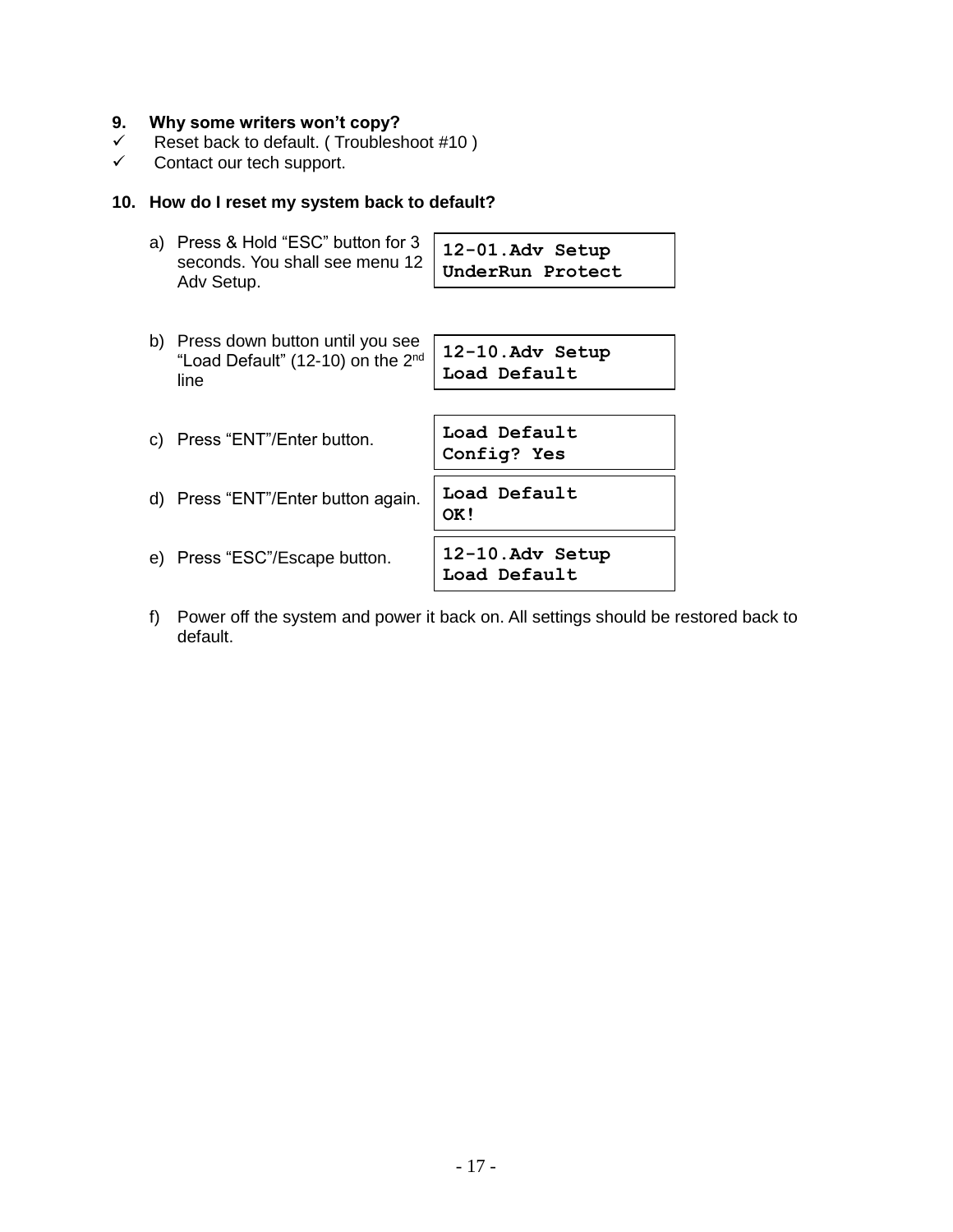**9. Why some writers won't copy?**

- ✓ Reset back to default. ( Troubleshoot #10 )
- ✓ Contact our tech support.

**10. How do I reset my system back to default?**

a) Press & Hold "ESC" button for 3 seconds. You shall see menu 12 Adv Setup.

```
12-01.Adv Setup
UnderRun Protect
```

b) Press down button until you see "Load Default" (12-10) on the 2nd line

```
12-10.Adv Setup
Load Default
```

c) Press "ENT"/Enter button.

```
Load Default
Config? Yes
```

d) Press "ENT"/Enter button again.

```
Load Default
OK!
```

e) Press "ESC"/Escape button.

```
12-10.Adv Setup
Load Default
```

f) Power off the system and power it back on. All settings should be restored back to default.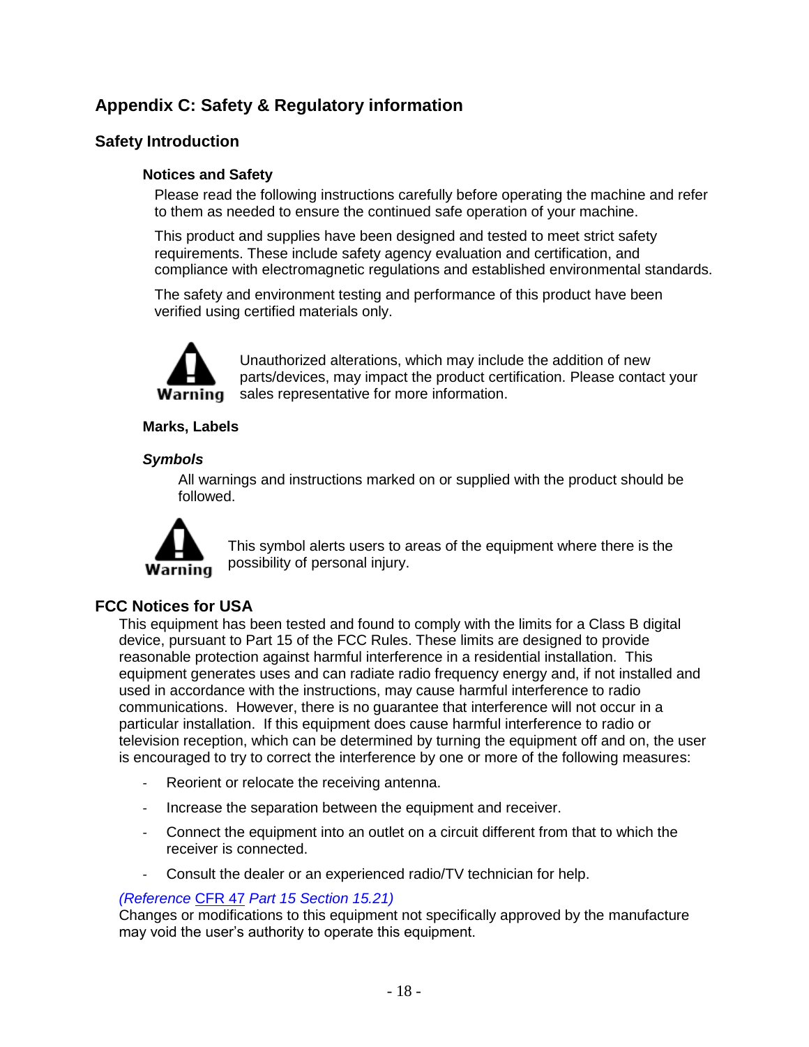# Appendix C: Safety & Regulatory information

## Safety Introduction

### Notices and Safety

Please read the following instructions carefully before operating the machine and refer to them as needed to ensure the continued safe operation of your machine.

This product and supplies have been designed and tested to meet strict safety requirements. These include safety agency evaluation and certification, and compliance with electromagnetic regulations and established environmental standards.

The safety and environment testing and performance of this product have been verified using certified materials only.

**Warning** Unauthorized alterations, which may include the addition of new parts/devices, may impact the product certification. Please contact your sales representative for more information.

### Marks, Labels

#### *Symbols*

All warnings and instructions marked on or supplied with the product should be followed.

**Warning** This symbol alerts users to areas of the equipment where there is the possibility of personal injury.

## FCC Notices for USA

This equipment has been tested and found to comply with the limits for a Class B digital device, pursuant to Part 15 of the FCC Rules. These limits are designed to provide reasonable protection against harmful interference in a residential installation. This equipment generates uses and can radiate radio frequency energy and, if not installed and used in accordance with the instructions, may cause harmful interference to radio communications. However, there is no guarantee that interference will not occur in a particular installation. If this equipment does cause harmful interference to radio or television reception, which can be determined by turning the equipment off and on, the user is encouraged to try to correct the interference by one or more of the following measures:

- Reorient or relocate the receiving antenna.
- Increase the separation between the equipment and receiver.
- Connect the equipment into an outlet on a circuit different from that to which the receiver is connected.
- Consult the dealer or an experienced radio/TV technician for help.

*(Reference CFR 47 Part 15 Section 15.21)*
Changes or modifications to this equipment not specifically approved by the manufacture may void the user's authority to operate this equipment.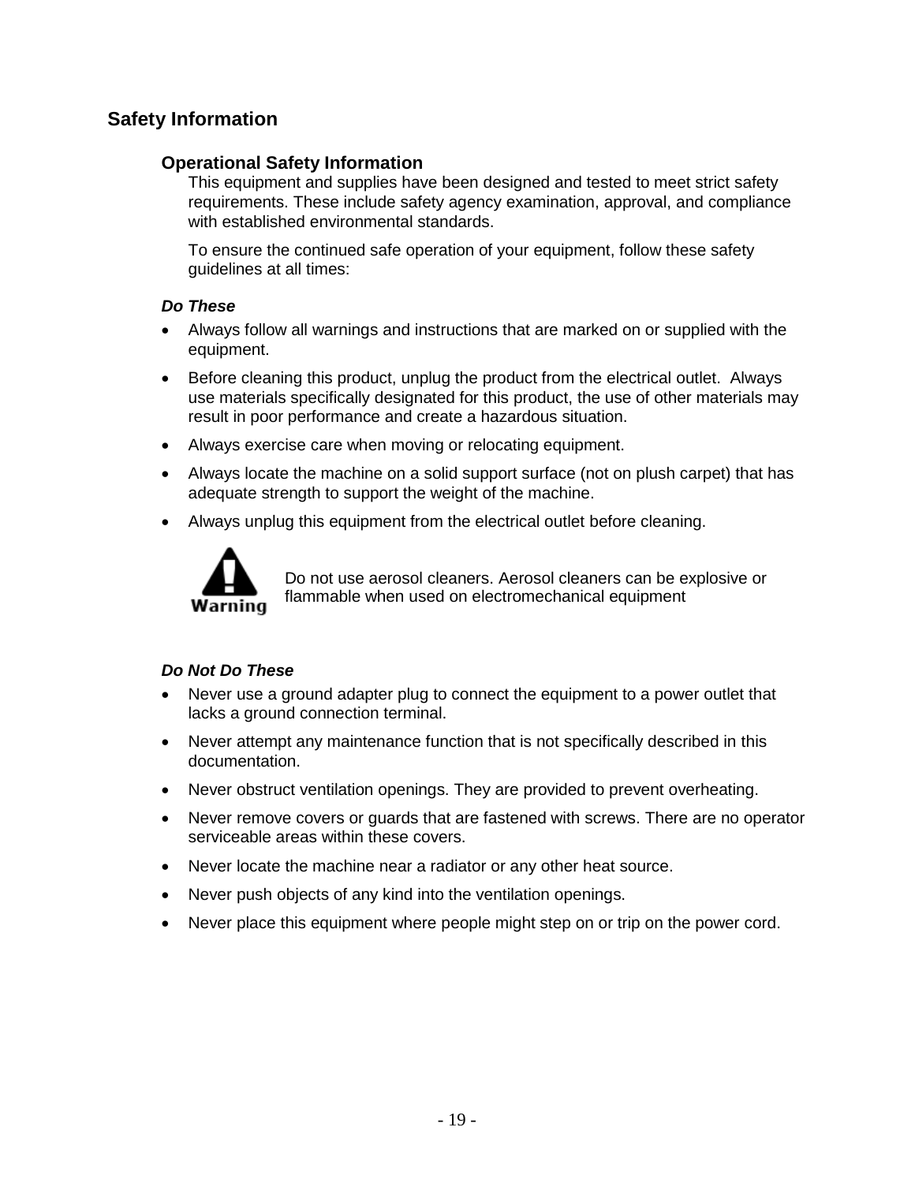## Safety Information

### Operational Safety Information

This equipment and supplies have been designed and tested to meet strict safety requirements. These include safety agency examination, approval, and compliance with established environmental standards.

To ensure the continued safe operation of your equipment, follow these safety guidelines at all times:

***Do These***

- Always follow all warnings and instructions that are marked on or supplied with the equipment.
- Before cleaning this product, unplug the product from the electrical outlet. Always use materials specifically designated for this product, the use of other materials may result in poor performance and create a hazardous situation.
- Always exercise care when moving or relocating equipment.
- Always locate the machine on a solid support surface (not on plush carpet) that has adequate strength to support the weight of the machine.
- Always unplug this equipment from the electrical outlet before cleaning.

**Warning**

Do not use aerosol cleaners. Aerosol cleaners can be explosive or flammable when used on electromechanical equipment

***Do Not Do These***

- Never use a ground adapter plug to connect the equipment to a power outlet that lacks a ground connection terminal.
- Never attempt any maintenance function that is not specifically described in this documentation.
- Never obstruct ventilation openings. They are provided to prevent overheating.
- Never remove covers or guards that are fastened with screws. There are no operator serviceable areas within these covers.
- Never locate the machine near a radiator or any other heat source.
- Never push objects of any kind into the ventilation openings.
- Never place this equipment where people might step on or trip on the power cord.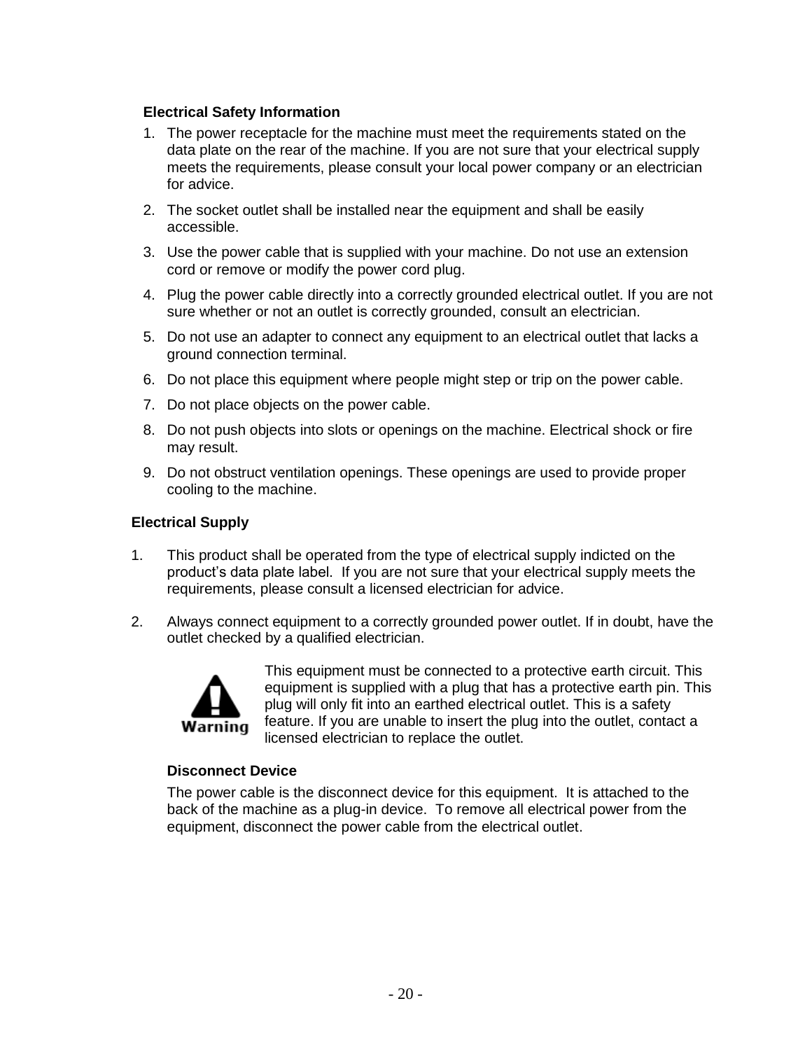### Electrical Safety Information

1. The power receptacle for the machine must meet the requirements stated on the data plate on the rear of the machine. If you are not sure that your electrical supply meets the requirements, please consult your local power company or an electrician for advice.
2. The socket outlet shall be installed near the equipment and shall be easily accessible.
3. Use the power cable that is supplied with your machine. Do not use an extension cord or remove or modify the power cord plug.
4. Plug the power cable directly into a correctly grounded electrical outlet. If you are not sure whether or not an outlet is correctly grounded, consult an electrician.
5. Do not use an adapter to connect any equipment to an electrical outlet that lacks a ground connection terminal.
6. Do not place this equipment where people might step or trip on the power cable.
7. Do not place objects on the power cable.
8. Do not push objects into slots or openings on the machine. Electrical shock or fire may result.
9. Do not obstruct ventilation openings. These openings are used to provide proper cooling to the machine.

### Electrical Supply

1. This product shall be operated from the type of electrical supply indicted on the product's data plate label. If you are not sure that your electrical supply meets the requirements, please consult a licensed electrician for advice.

2. Always connect equipment to a correctly grounded power outlet. If in doubt, have the outlet checked by a qualified electrician.

**Warning**

This equipment must be connected to a protective earth circuit. This equipment is supplied with a plug that has a protective earth pin. This plug will only fit into an earthed electrical outlet. This is a safety feature. If you are unable to insert the plug into the outlet, contact a licensed electrician to replace the outlet.

#### Disconnect Device

The power cable is the disconnect device for this equipment. It is attached to the back of the machine as a plug-in device. To remove all electrical power from the equipment, disconnect the power cable from the electrical outlet.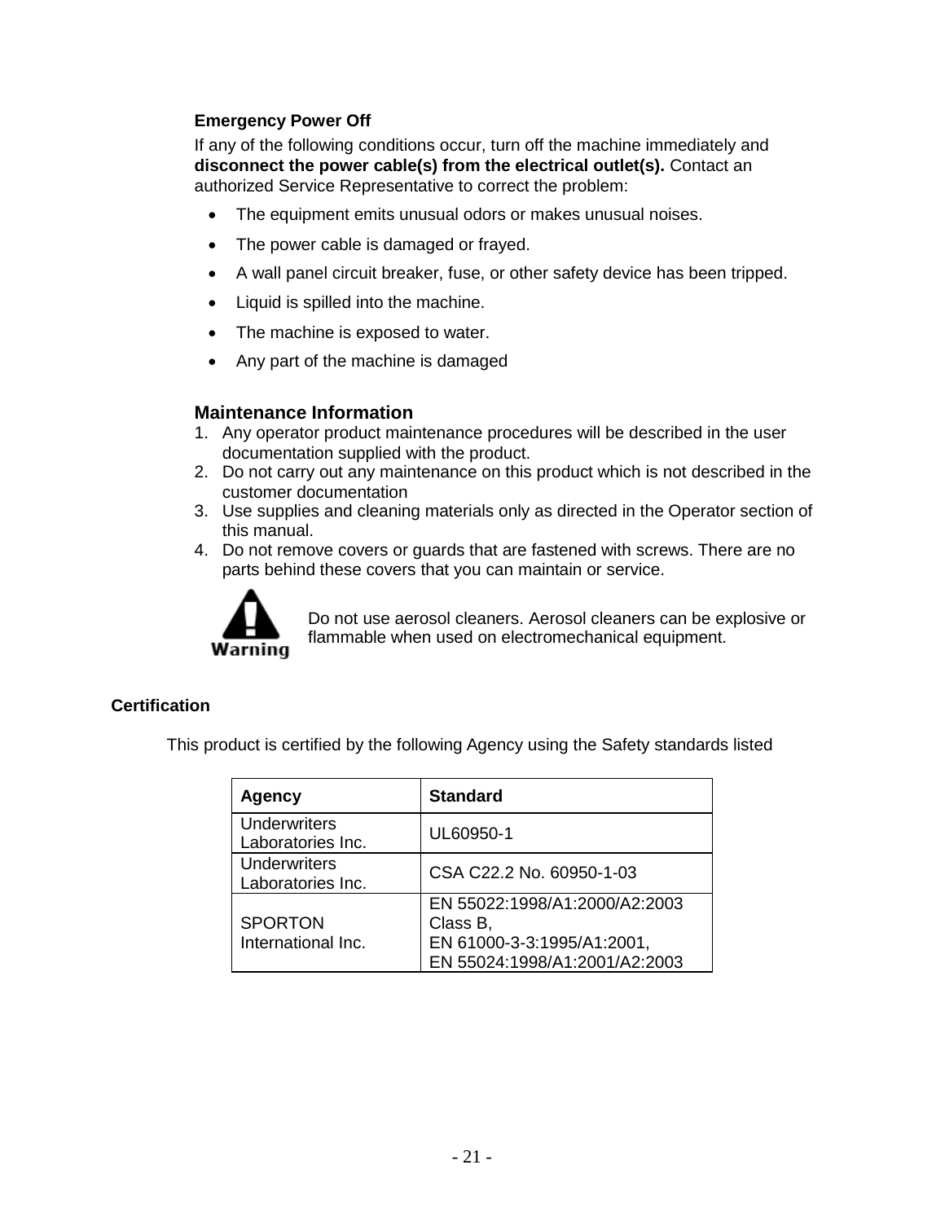### Emergency Power Off

If any of the following conditions occur, turn off the machine immediately and **disconnect the power cable(s) from the electrical outlet(s).** Contact an authorized Service Representative to correct the problem:

- The equipment emits unusual odors or makes unusual noises.
- The power cable is damaged or frayed.
- A wall panel circuit breaker, fuse, or other safety device has been tripped.
- Liquid is spilled into the machine.
- The machine is exposed to water.
- Any part of the machine is damaged

## Maintenance Information

1. Any operator product maintenance procedures will be described in the user documentation supplied with the product.
2. Do not carry out any maintenance on this product which is not described in the customer documentation
3. Use supplies and cleaning materials only as directed in the Operator section of this manual.
4. Do not remove covers or guards that are fastened with screws. There are no parts behind these covers that you can maintain or service.

Warning

Do not use aerosol cleaners. Aerosol cleaners can be explosive or flammable when used on electromechanical equipment.

### Certification

This product is certified by the following Agency using the Safety standards listed

| Agency | Standard |
|---|---|
| Underwriters Laboratories Inc. | UL60950-1 |
| Underwriters Laboratories Inc. | CSA C22.2 No. 60950-1-03 |
| SPORTON International Inc. | EN 55022:1998/A1:2000/A2:2003 Class B, EN 61000-3-3:1995/A1:2001, EN 55024:1998/A1:2001/A2:2003 |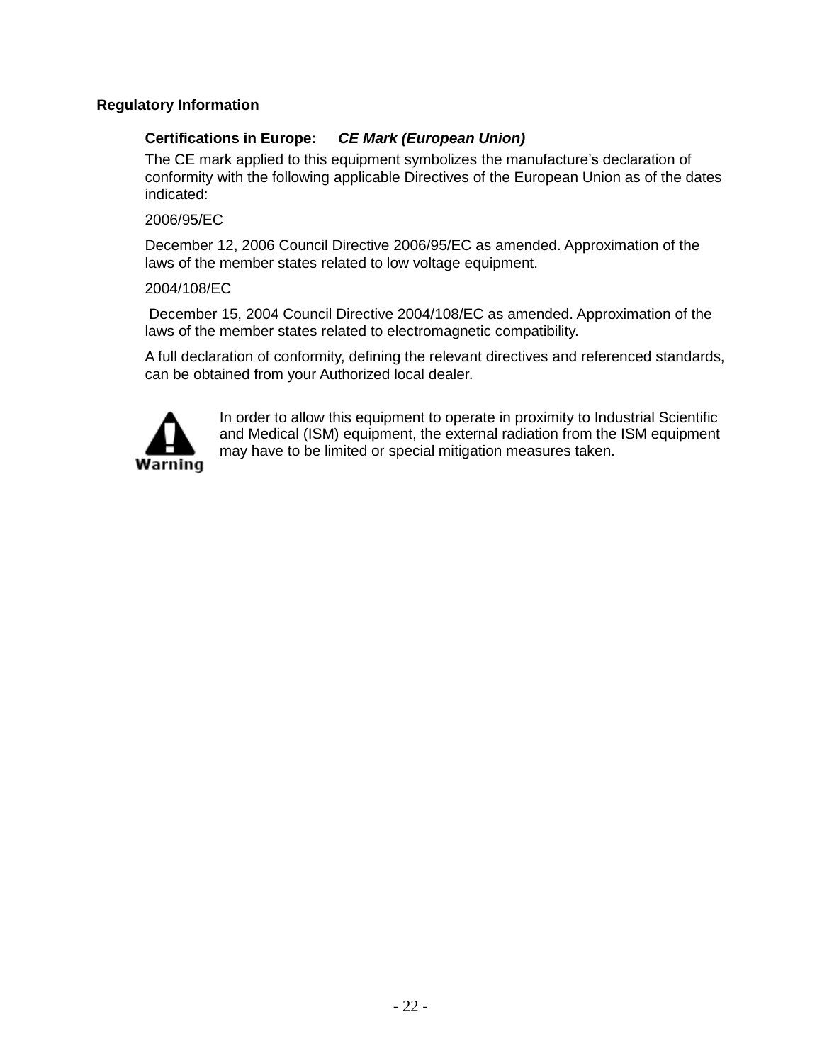## Regulatory Information

**Certifications in Europe:** ***CE Mark (European Union)***

The CE mark applied to this equipment symbolizes the manufacture's declaration of conformity with the following applicable Directives of the European Union as of the dates indicated:

2006/95/EC

December 12, 2006 Council Directive 2006/95/EC as amended. Approximation of the laws of the member states related to low voltage equipment.

2004/108/EC

December 15, 2004 Council Directive 2004/108/EC as amended. Approximation of the laws of the member states related to electromagnetic compatibility.

A full declaration of conformity, defining the relevant directives and referenced standards, can be obtained from your Authorized local dealer.

**Warning**

In order to allow this equipment to operate in proximity to Industrial Scientific and Medical (ISM) equipment, the external radiation from the ISM equipment may have to be limited or special mitigation measures taken.